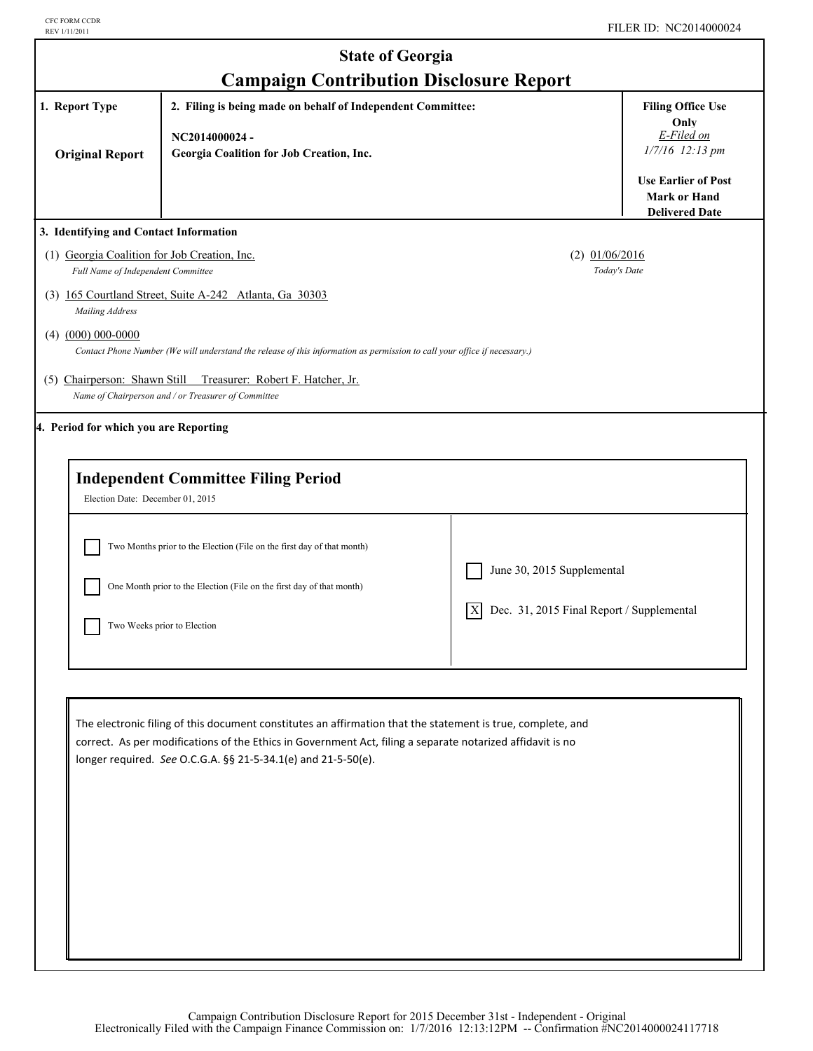CFC FORM CCDR
REV 1/11/2011

FILER ID: NC2014000024

# State of Georgia
# Campaign Contribution Disclosure Report

| 1. Report Type | 2. Filing is being made on behalf of Independent Committee: | Filing Office Use Only |
|---|---|---|
| **Original Report** | **NC2014000024 - Georgia Coalition for Job Creation, Inc.** | *E-Filed on 1/7/16 12:13 pm* <br> **Use Earlier of Post Mark or Hand Delivered Date** |

**3. Identifying and Contact Information**

(1) Georgia Coalition for Job Creation, Inc.
*Full Name of Independent Committee*

(2) 01/06/2016
*Today's Date*

(3) 165 Courtland Street, Suite A-242 Atlanta, Ga 30303
*Mailing Address*

(4) (000) 000-0000
*Contact Phone Number (We will understand the release of this information as permission to call your office if necessary.)*

(5) Chairperson: Shawn Still Treasurer: Robert F. Hatcher, Jr.
*Name of Chairperson and / or Treasurer of Committee*

**4. Period for which you are Reporting**

## Independent Committee Filing Period

Election Date: December 01, 2015

- [ ] Two Months prior to the Election (File on the first day of that month)
- [ ] One Month prior to the Election (File on the first day of that month)
- [ ] Two Weeks prior to Election
- [ ] June 30, 2015 Supplemental
- [X] Dec. 31, 2015 Final Report / Supplemental

The electronic filing of this document constitutes an affirmation that the statement is true, complete, and correct. As per modifications of the Ethics in Government Act, filing a separate notarized affidavit is no longer required. *See* O.C.G.A. §§ 21-5-34.1(e) and 21-5-50(e).

Campaign Contribution Disclosure Report for 2015 December 31st - Independent - Original
Electronically Filed with the Campaign Finance Commission on: 1/7/2016 12:13:12PM -- Confirmation #NC2014000024117718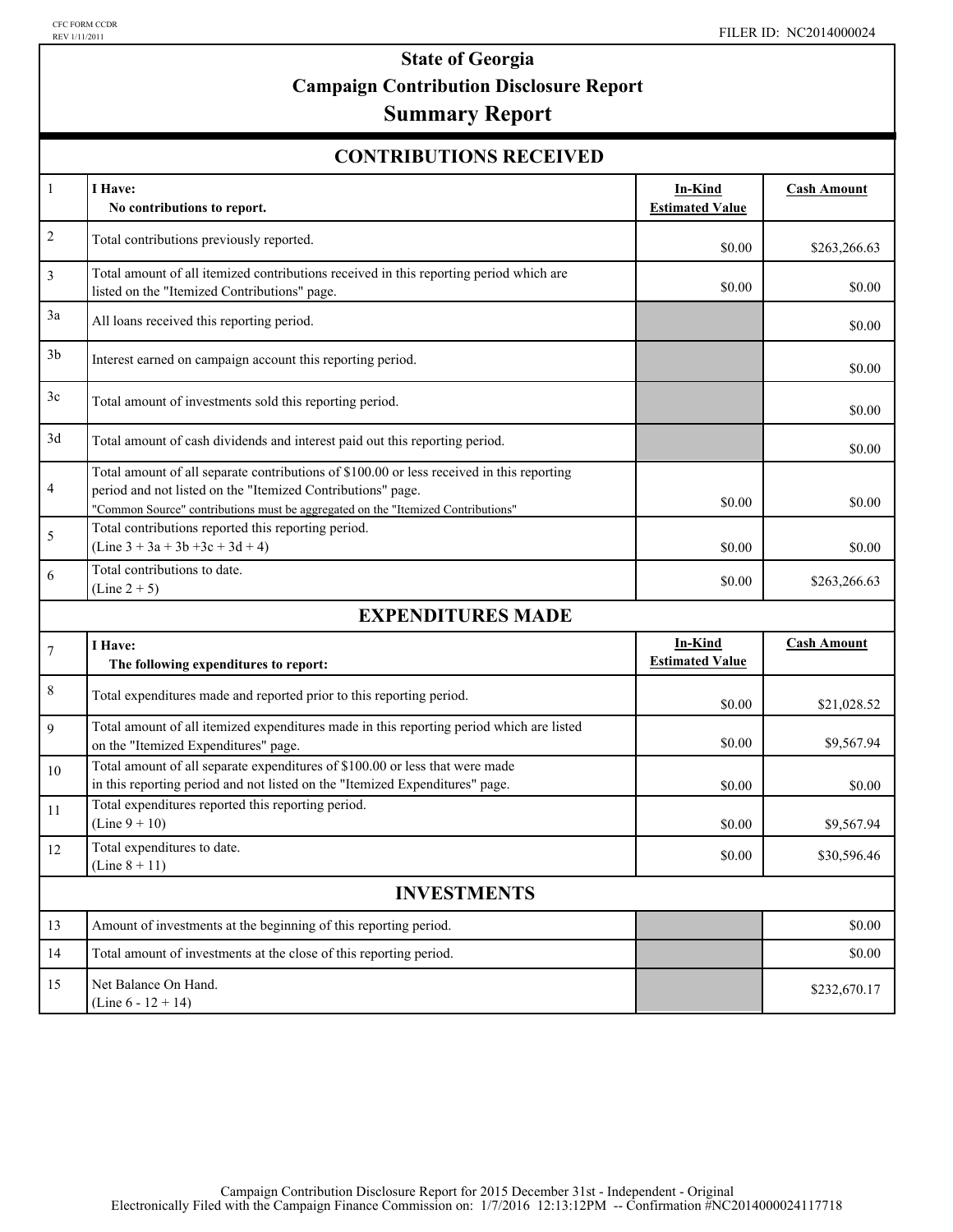CFC FORM CCDR
REV 1/11/2011

FILER ID: NC2014000024

# State of Georgia
## Campaign Contribution Disclosure Report
## Summary Report

### CONTRIBUTIONS RECEIVED

| | | In-Kind Estimated Value | Cash Amount |
|---|---|---|---|
| 1 | **I Have:** **No contributions to report.** | | |
| 2 | Total contributions previously reported. | $0.00 | $263,266.63 |
| 3 | Total amount of all itemized contributions received in this reporting period which are listed on the "Itemized Contributions" page. | $0.00 | $0.00 |
| 3a | All loans received this reporting period. | | $0.00 |
| 3b | Interest earned on campaign account this reporting period. | | $0.00 |
| 3c | Total amount of investments sold this reporting period. | | $0.00 |
| 3d | Total amount of cash dividends and interest paid out this reporting period. | | $0.00 |
| 4 | Total amount of all separate contributions of $100.00 or less received in this reporting period and not listed on the "Itemized Contributions" page. "Common Source" contributions must be aggregated on the "Itemized Contributions" | $0.00 | $0.00 |
| 5 | Total contributions reported this reporting period. (Line 3 + 3a + 3b +3c + 3d + 4) | $0.00 | $0.00 |
| 6 | Total contributions to date. (Line 2 + 5) | $0.00 | $263,266.63 |

### EXPENDITURES MADE

| | | In-Kind Estimated Value | Cash Amount |
|---|---|---|---|
| 7 | **I Have:** **The following expenditures to report:** | | |
| 8 | Total expenditures made and reported prior to this reporting period. | $0.00 | $21,028.52 |
| 9 | Total amount of all itemized expenditures made in this reporting period which are listed on the "Itemized Expenditures" page. | $0.00 | $9,567.94 |
| 10 | Total amount of all separate expenditures of $100.00 or less that were made in this reporting period and not listed on the "Itemized Expenditures" page. | $0.00 | $0.00 |
| 11 | Total expenditures reported this reporting period. (Line 9 + 10) | $0.00 | $9,567.94 |
| 12 | Total expenditures to date. (Line 8 + 11) | $0.00 | $30,596.46 |

### INVESTMENTS

| | | | |
|---|---|---|---|
| 13 | Amount of investments at the beginning of this reporting period. | | $0.00 |
| 14 | Total amount of investments at the close of this reporting period. | | $0.00 |
| 15 | Net Balance On Hand. (Line 6 - 12 + 14) | | $232,670.17 |

Campaign Contribution Disclosure Report for 2015 December 31st - Independent - Original
Electronically Filed with the Campaign Finance Commission on: 1/7/2016 12:13:12PM -- Confirmation #NC2014000024117718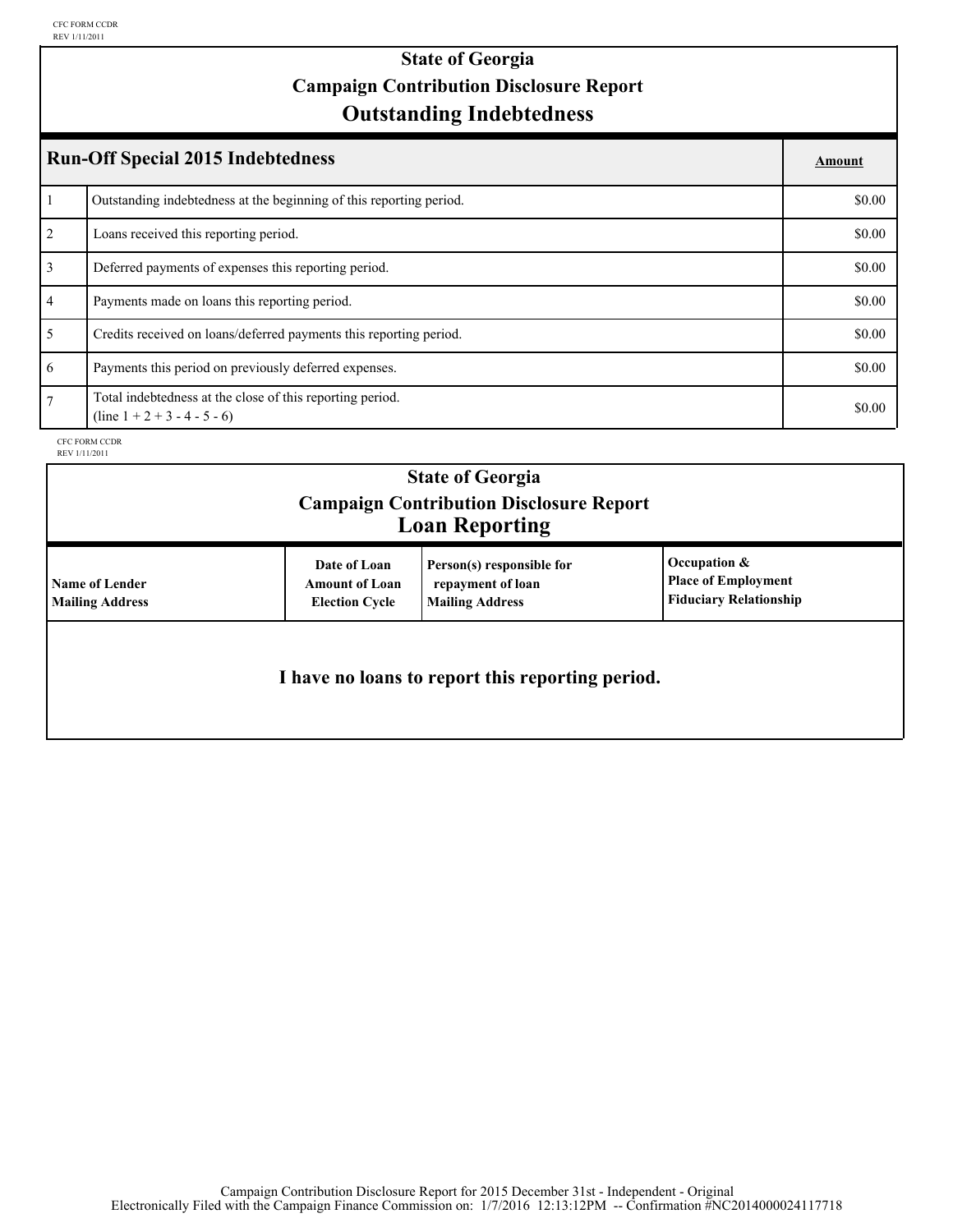CFC FORM CCDR
REV 1/11/2011

# State of Georgia
## Campaign Contribution Disclosure Report
## Outstanding Indebtedness

| | Run-Off Special 2015 Indebtedness | Amount |
|---|---|---|
| 1 | Outstanding indebtedness at the beginning of this reporting period. | $0.00 |
| 2 | Loans received this reporting period. | $0.00 |
| 3 | Deferred payments of expenses this reporting period. | $0.00 |
| 4 | Payments made on loans this reporting period. | $0.00 |
| 5 | Credits received on loans/deferred payments this reporting period. | $0.00 |
| 6 | Payments this period on previously deferred expenses. | $0.00 |
| 7 | Total indebtedness at the close of this reporting period. (line 1 + 2 + 3 - 4 - 5 - 6) | $0.00 |

CFC FORM CCDR
REV 1/11/2011

# State of Georgia
## Campaign Contribution Disclosure Report
## Loan Reporting

| Name of Lender<br>Mailing Address | Date of Loan<br>Amount of Loan<br>Election Cycle | Person(s) responsible for repayment of loan<br>Mailing Address | Occupation &<br>Place of Employment<br>Fiduciary Relationship |
|---|---|---|---|

**I have no loans to report this reporting period.**

Campaign Contribution Disclosure Report for 2015 December 31st - Independent - Original
Electronically Filed with the Campaign Finance Commission on: 1/7/2016 12:13:12PM -- Confirmation #NC2014000024117718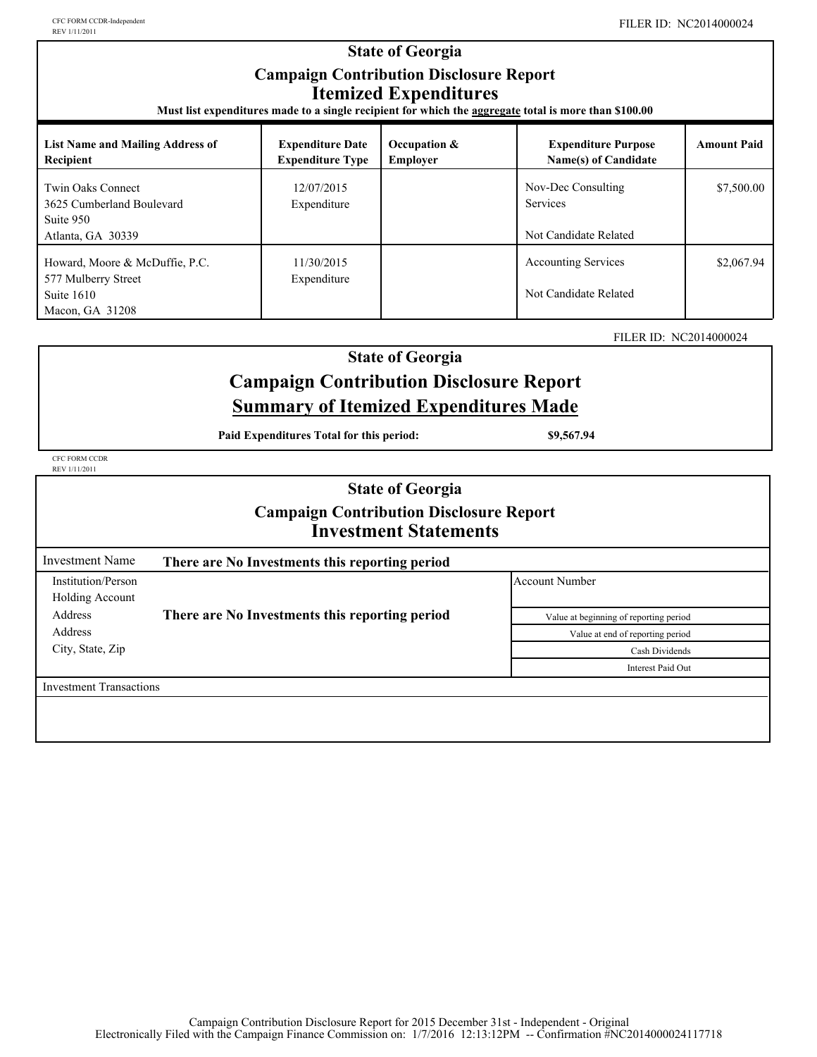CFC FORM CCDR-Independent
REV 1/11/2011

FILER ID: NC2014000024

# State of Georgia
## Campaign Contribution Disclosure Report
## Itemized Expenditures

**Must list expenditures made to a single recipient for which the aggregate total is more than $100.00**

| List Name and Mailing Address of Recipient | Expenditure Date Expenditure Type | Occupation & Employer | Expenditure Purpose Name(s) of Candidate | Amount Paid |
|---|---|---|---|---|
| Twin Oaks Connect<br>3625 Cumberland Boulevard<br>Suite 950<br>Atlanta, GA 30339 | 12/07/2015<br>Expenditure | | Nov-Dec Consulting Services<br><br>Not Candidate Related | $7,500.00 |
| Howard, Moore & McDuffie, P.C.<br>577 Mulberry Street<br>Suite 1610<br>Macon, GA 31208 | 11/30/2015<br>Expenditure | | Accounting Services<br><br>Not Candidate Related | $2,067.94 |

FILER ID: NC2014000024

# State of Georgia
## Campaign Contribution Disclosure Report
## Summary of Itemized Expenditures Made

**Paid Expenditures Total for this period:** **$9,567.94**

CFC FORM CCDR
REV 1/11/2011

# State of Georgia
## Campaign Contribution Disclosure Report
## Investment Statements

| | | |
|---|---|---|
| Investment Name | **There are No Investments this reporting period** | |
| Institution/Person Holding Account | | Account Number |
| Address | **There are No Investments this reporting period** | Value at beginning of reporting period |
| Address | | Value at end of reporting period |
| City, State, Zip | | Cash Dividends |
| | | Interest Paid Out |
| Investment Transactions | | |

Campaign Contribution Disclosure Report for 2015 December 31st - Independent - Original
Electronically Filed with the Campaign Finance Commission on: 1/7/2016 12:13:12PM -- Confirmation #NC2014000024117718